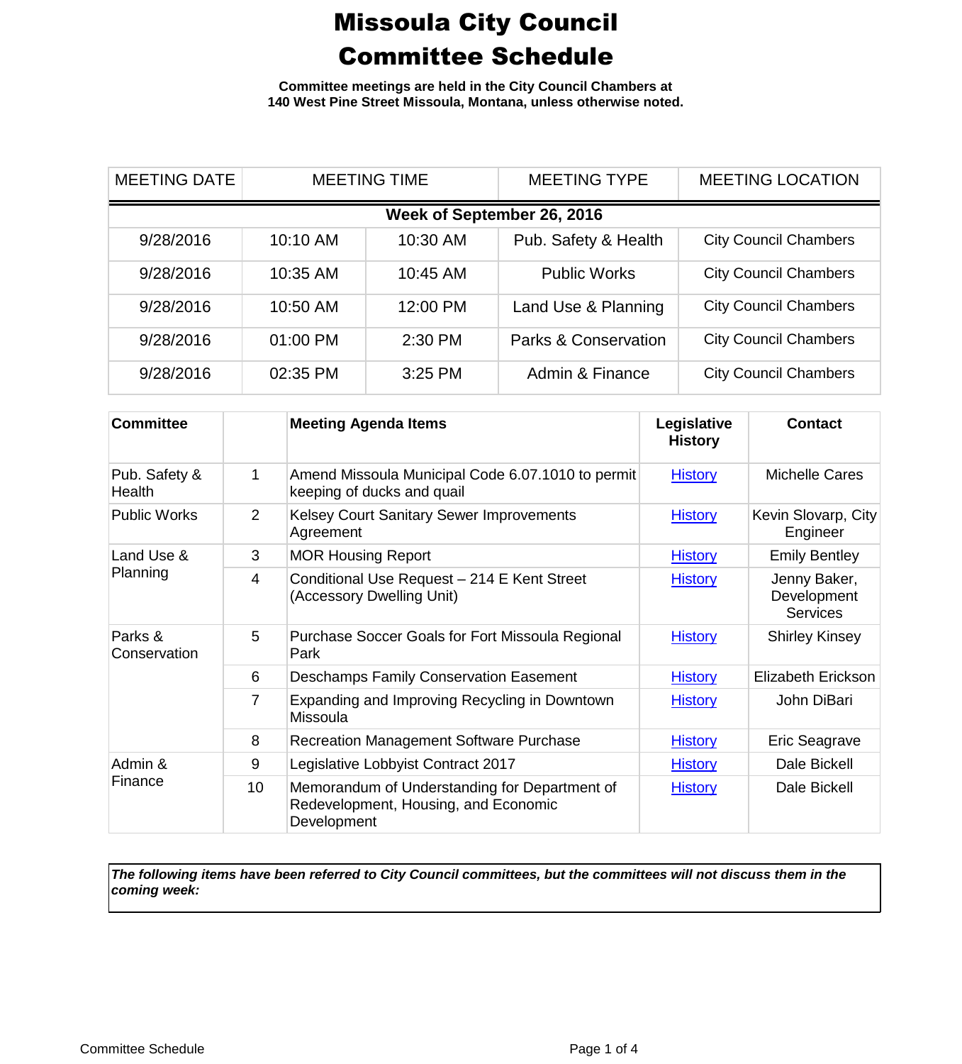# Missoula City Council Committee Schedule

**Committee meetings are held in the City Council Chambers at 140 West Pine Street Missoula, Montana, unless otherwise noted.**

| MEETING DATE | MEETING TIME | | MEETING TYPE | MEETING LOCATION |
|---|---|---|---|---|
| **Week of September 26, 2016** | | | | |
| 9/28/2016 | 10:10 AM | 10:30 AM | Pub. Safety & Health | City Council Chambers |
| 9/28/2016 | 10:35 AM | 10:45 AM | Public Works | City Council Chambers |
| 9/28/2016 | 10:50 AM | 12:00 PM | Land Use & Planning | City Council Chambers |
| 9/28/2016 | 01:00 PM | 2:30 PM | Parks & Conservation | City Council Chambers |
| 9/28/2016 | 02:35 PM | 3:25 PM | Admin & Finance | City Council Chambers |

| Committee | | Meeting Agenda Items | Legislative History | Contact |
|---|---|---|---|---|
| Pub. Safety & Health | 1 | Amend Missoula Municipal Code 6.07.1010 to permit keeping of ducks and quail | History | Michelle Cares |
| Public Works | 2 | Kelsey Court Sanitary Sewer Improvements Agreement | History | Kevin Slovarp, City Engineer |
| Land Use & Planning | 3 | MOR Housing Report | History | Emily Bentley |
| | 4 | Conditional Use Request – 214 E Kent Street (Accessory Dwelling Unit) | History | Jenny Baker, Development Services |
| Parks & Conservation | 5 | Purchase Soccer Goals for Fort Missoula Regional Park | History | Shirley Kinsey |
| | 6 | Deschamps Family Conservation Easement | History | Elizabeth Erickson |
| | 7 | Expanding and Improving Recycling in Downtown Missoula | History | John DiBari |
| | 8 | Recreation Management Software Purchase | History | Eric Seagrave |
| Admin & Finance | 9 | Legislative Lobbyist Contract 2017 | History | Dale Bickell |
| | 10 | Memorandum of Understanding for Department of Redevelopment, Housing, and Economic Development | History | Dale Bickell |

***The following items have been referred to City Council committees, but the committees will not discuss them in the coming week:***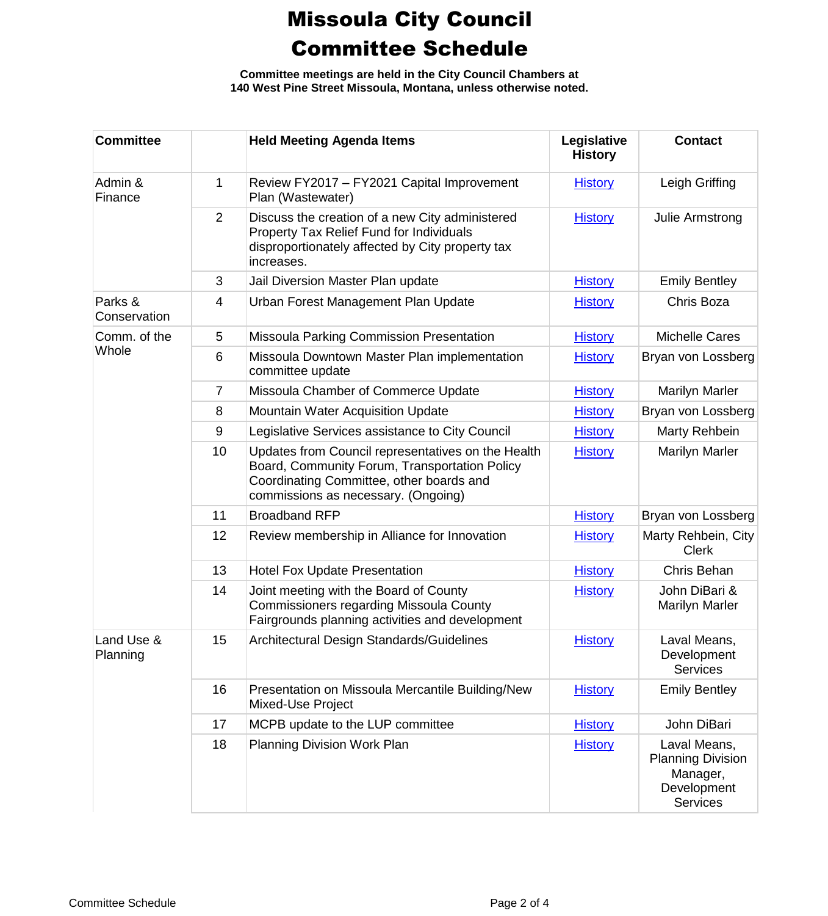# Missoula City Council Committee Schedule

**Committee meetings are held in the City Council Chambers at 140 West Pine Street Missoula, Montana, unless otherwise noted.**

| Committee | | Held Meeting Agenda Items | Legislative History | Contact |
|---|---|---|---|---|
| Admin & Finance | 1 | Review FY2017 – FY2021 Capital Improvement Plan (Wastewater) | History | Leigh Griffing |
| | 2 | Discuss the creation of a new City administered Property Tax Relief Fund for Individuals disproportionately affected by City property tax increases. | History | Julie Armstrong |
| | 3 | Jail Diversion Master Plan update | History | Emily Bentley |
| Parks & Conservation | 4 | Urban Forest Management Plan Update | History | Chris Boza |
| Comm. of the Whole | 5 | Missoula Parking Commission Presentation | History | Michelle Cares |
| | 6 | Missoula Downtown Master Plan implementation committee update | History | Bryan von Lossberg |
| | 7 | Missoula Chamber of Commerce Update | History | Marilyn Marler |
| | 8 | Mountain Water Acquisition Update | History | Bryan von Lossberg |
| | 9 | Legislative Services assistance to City Council | History | Marty Rehbein |
| | 10 | Updates from Council representatives on the Health Board, Community Forum, Transportation Policy Coordinating Committee, other boards and commissions as necessary. (Ongoing) | History | Marilyn Marler |
| | 11 | Broadband RFP | History | Bryan von Lossberg |
| | 12 | Review membership in Alliance for Innovation | History | Marty Rehbein, City Clerk |
| | 13 | Hotel Fox Update Presentation | History | Chris Behan |
| | 14 | Joint meeting with the Board of County Commissioners regarding Missoula County Fairgrounds planning activities and development | History | John DiBari & Marilyn Marler |
| Land Use & Planning | 15 | Architectural Design Standards/Guidelines | History | Laval Means, Development Services |
| | 16 | Presentation on Missoula Mercantile Building/New Mixed-Use Project | History | Emily Bentley |
| | 17 | MCPB update to the LUP committee | History | John DiBari |
| | 18 | Planning Division Work Plan | History | Laval Means, Planning Division Manager, Development Services |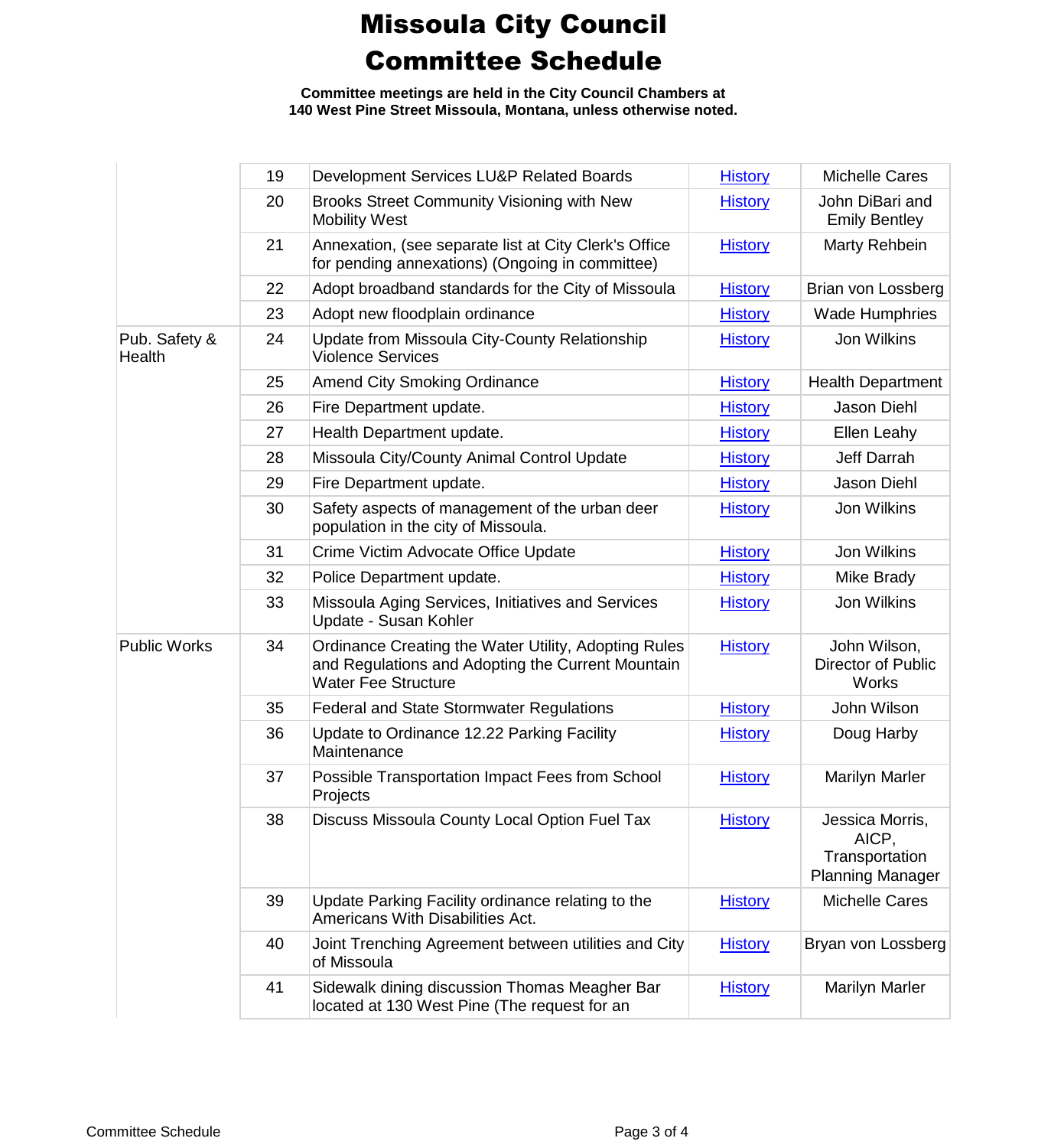# Missoula City Council Committee Schedule

**Committee meetings are held in the City Council Chambers at 140 West Pine Street Missoula, Montana, unless otherwise noted.**

| | | | | |
|---|---|---|---|---|
| | 19 | Development Services LU&P Related Boards | History | Michelle Cares |
| | 20 | Brooks Street Community Visioning with New Mobility West | History | John DiBari and Emily Bentley |
| | 21 | Annexation, (see separate list at City Clerk's Office for pending annexations) (Ongoing in committee) | History | Marty Rehbein |
| | 22 | Adopt broadband standards for the City of Missoula | History | Brian von Lossberg |
| | 23 | Adopt new floodplain ordinance | History | Wade Humphries |
| Pub. Safety & Health | 24 | Update from Missoula City-County Relationship Violence Services | History | Jon Wilkins |
| | 25 | Amend City Smoking Ordinance | History | Health Department |
| | 26 | Fire Department update. | History | Jason Diehl |
| | 27 | Health Department update. | History | Ellen Leahy |
| | 28 | Missoula City/County Animal Control Update | History | Jeff Darrah |
| | 29 | Fire Department update. | History | Jason Diehl |
| | 30 | Safety aspects of management of the urban deer population in the city of Missoula. | History | Jon Wilkins |
| | 31 | Crime Victim Advocate Office Update | History | Jon Wilkins |
| | 32 | Police Department update. | History | Mike Brady |
| | 33 | Missoula Aging Services, Initiatives and Services Update - Susan Kohler | History | Jon Wilkins |
| Public Works | 34 | Ordinance Creating the Water Utility, Adopting Rules and Regulations and Adopting the Current Mountain Water Fee Structure | History | John Wilson, Director of Public Works |
| | 35 | Federal and State Stormwater Regulations | History | John Wilson |
| | 36 | Update to Ordinance 12.22 Parking Facility Maintenance | History | Doug Harby |
| | 37 | Possible Transportation Impact Fees from School Projects | History | Marilyn Marler |
| | 38 | Discuss Missoula County Local Option Fuel Tax | History | Jessica Morris, AICP, Transportation Planning Manager |
| | 39 | Update Parking Facility ordinance relating to the Americans With Disabilities Act. | History | Michelle Cares |
| | 40 | Joint Trenching Agreement between utilities and City of Missoula | History | Bryan von Lossberg |
| | 41 | Sidewalk dining discussion Thomas Meagher Bar located at 130 West Pine (The request for an | History | Marilyn Marler |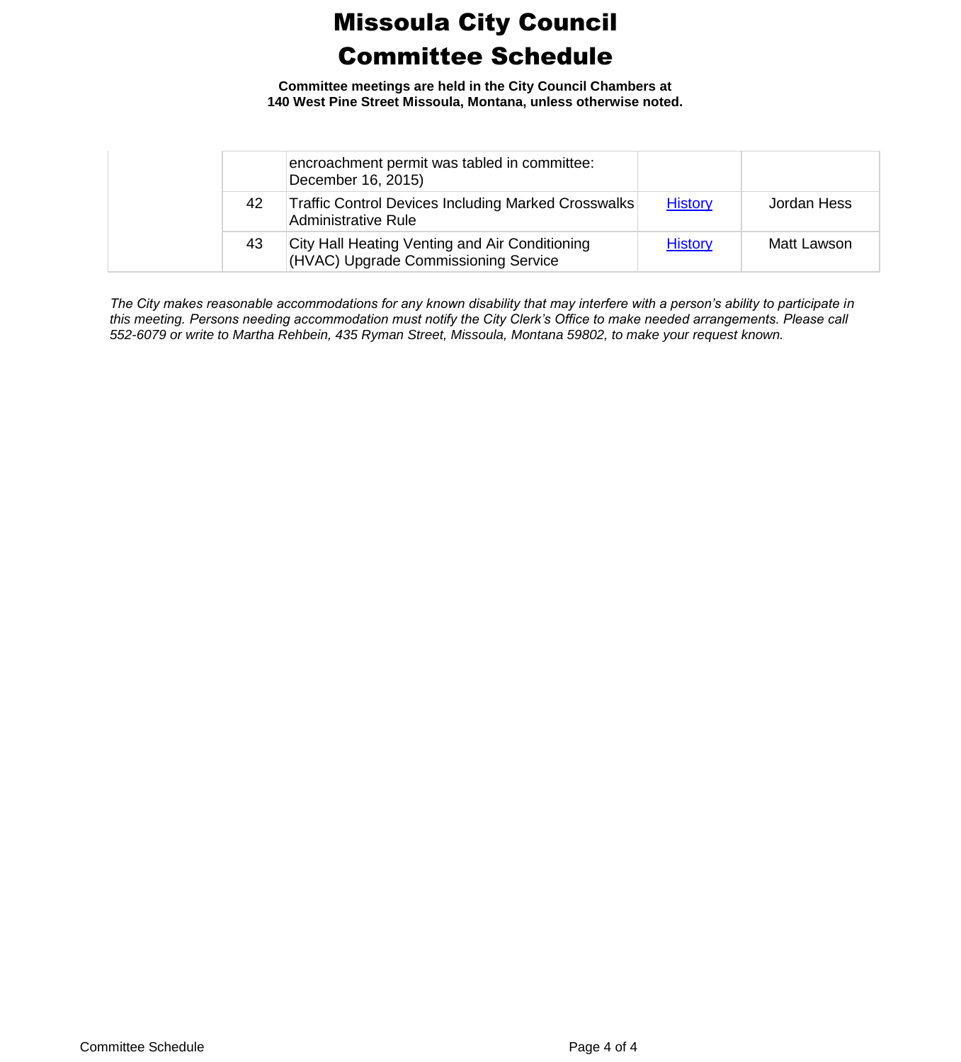# Missoula City Council
# Committee Schedule

**Committee meetings are held in the City Council Chambers at 140 West Pine Street Missoula, Montana, unless otherwise noted.**

| | | | | |
|---|---|---|---|---|
| | | encroachment permit was tabled in committee: December 16, 2015) | | |
| | 42 | Traffic Control Devices Including Marked Crosswalks Administrative Rule | History | Jordan Hess |
| | 43 | City Hall Heating Venting and Air Conditioning (HVAC) Upgrade Commissioning Service | History | Matt Lawson |

*The City makes reasonable accommodations for any known disability that may interfere with a person's ability to participate in this meeting. Persons needing accommodation must notify the City Clerk's Office to make needed arrangements. Please call 552-6079 or write to Martha Rehbein, 435 Ryman Street, Missoula, Montana 59802, to make your request known.*